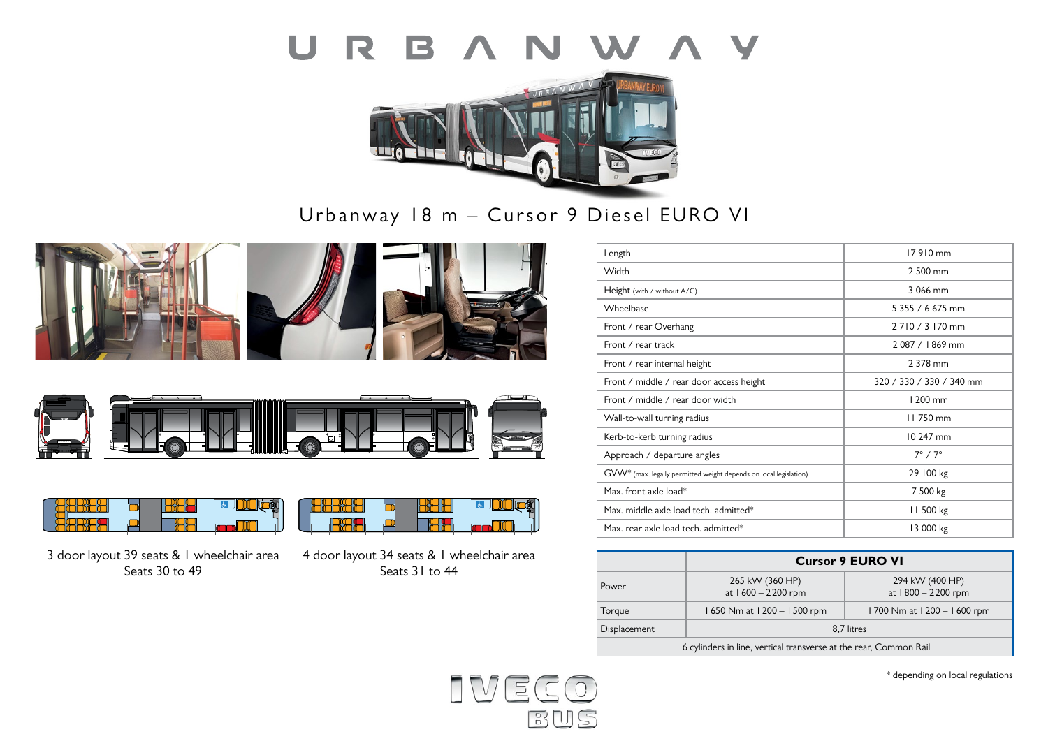# URBANWAY

## Urbanway 18 m – Cursor 9 Diesel EURO VI

3 door layout 39 seats & 1 wheelchair area
Seats 30 to 49

4 door layout 34 seats & 1 wheelchair area
Seats 31 to 44

| | |
|---|---|
| Length | 17 910 mm |
| Width | 2 500 mm |
| Height (with / without A/C) | 3 066 mm |
| Wheelbase | 5 355 / 6 675 mm |
| Front / rear Overhang | 2 710 / 3 170 mm |
| Front / rear track | 2 087 / 1 869 mm |
| Front / rear internal height | 2 378 mm |
| Front / middle / rear door access height | 320 / 330 / 330 / 340 mm |
| Front / middle / rear door width | 1 200 mm |
| Wall-to-wall turning radius | 11 750 mm |
| Kerb-to-kerb turning radius | 10 247 mm |
| Approach / departure angles | 7° / 7° |
| GVW* (max. legally permitted weight depends on local legislation) | 29 100 kg |
| Max. front axle load* | 7 500 kg |
| Max. middle axle load tech. admitted* | 11 500 kg |
| Max. rear axle load tech. admitted* | 13 000 kg |

| | **Cursor 9 EURO VI** | |
|---|---|---|
| Power | 265 kW (360 HP) at 1 600 – 2 200 rpm | 294 kW (400 HP) at 1 800 – 2 200 rpm |
| Torque | 1 650 Nm at 1 200 – 1 500 rpm | 1 700 Nm at 1 200 – 1 600 rpm |
| Displacement | 8,7 litres | |
| 6 cylinders in line, vertical transverse at the rear, Common Rail | | |

\* depending on local regulations

IVECO BUS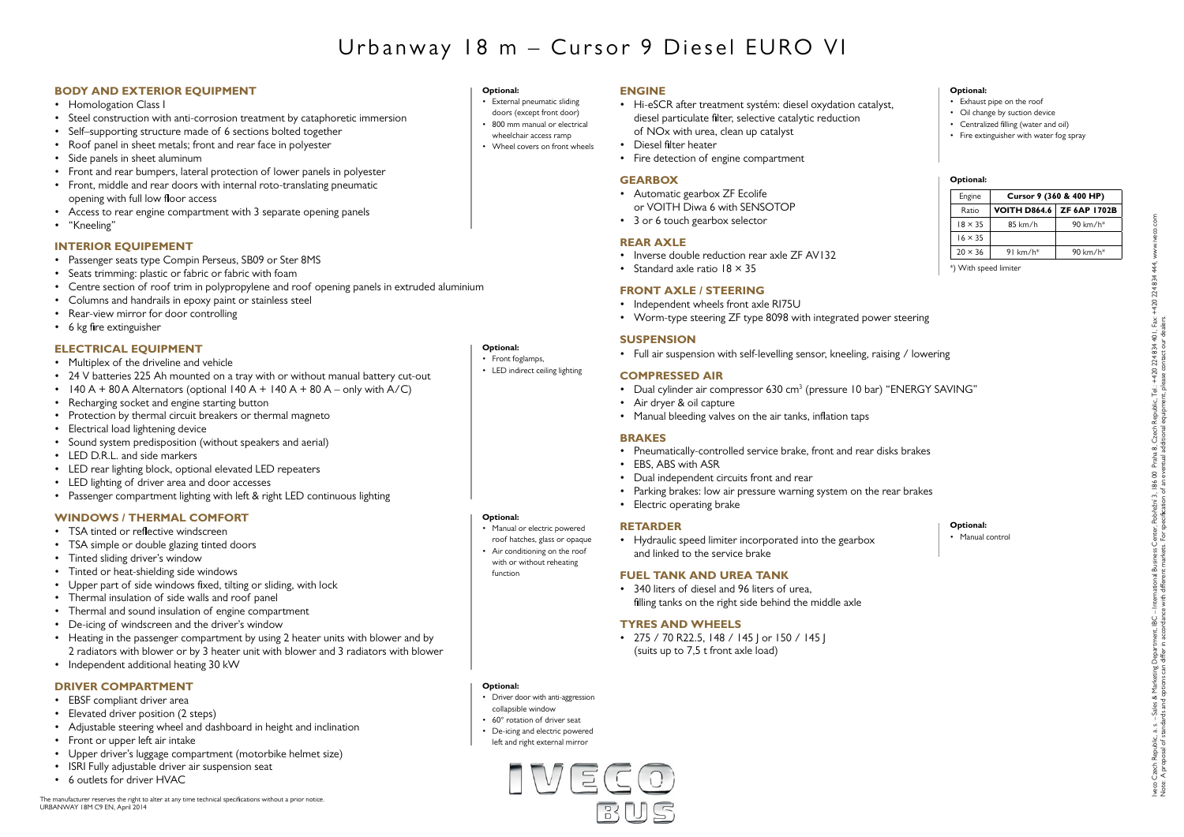# Urbanway 18 m – Cursor 9 Diesel EURO VI

## BODY AND EXTERIOR EQUIPMENT

- Homologation Class I
- Steel construction with anti-corrosion treatment by cataphoretic immersion
- Self–supporting structure made of 6 sections bolted together
- Roof panel in sheet metals; front and rear face in polyester
- Side panels in sheet aluminum
- Front and rear bumpers, lateral protection of lower panels in polyester
- Front, middle and rear doors with internal roto-translating pneumatic opening with full low floor access
- Access to rear engine compartment with 3 separate opening panels
- "Kneeling"

**Optional:**
- External pneumatic sliding doors (except front door)
- 800 mm manual or electrical wheelchair access ramp
- Wheel covers on front wheels

## INTERIOR EQUIPEMENT

- Passenger seats type Compin Perseus, SB09 or Ster 8MS
- Seats trimming: plastic or fabric or fabric with foam
- Centre section of roof trim in polypropylene and roof opening panels in extruded aluminium
- Columns and handrails in epoxy paint or stainless steel
- Rear-view mirror for door controlling
- 6 kg fire extinguisher

## ELECTRICAL EQUIPMENT

- Multiplex of the driveline and vehicle
- 24 V batteries 225 Ah mounted on a tray with or without manual battery cut-out
- 140 A + 80 A Alternators (optional 140 A + 140 A + 80 A – only with A/C)
- Recharging socket and engine starting button
- Protection by thermal circuit breakers or thermal magneto
- Electrical load lightening device
- Sound system predisposition (without speakers and aerial)
- LED D.R.L. and side markers
- LED rear lighting block, optional elevated LED repeaters
- LED lighting of driver area and door accesses
- Passenger compartment lighting with left & right LED continuous lighting

**Optional:**
- Front foglamps,
- LED indirect ceiling lighting

## WINDOWS / THERMAL COMFORT

- TSA tinted or reflective windscreen
- TSA simple or double glazing tinted doors
- Tinted sliding driver's window
- Tinted or heat-shielding side windows
- Upper part of side windows fixed, tilting or sliding, with lock
- Thermal insulation of side walls and roof panel
- Thermal and sound insulation of engine compartment
- De-icing of windscreen and the driver's window
- Heating in the passenger compartment by using 2 heater units with blower and by 2 radiators with blower or by 3 heater unit with blower and 3 radiators with blower
- Independent additional heating 30 kW

**Optional:**
- Manual or electric powered roof hatches, glass or opaque
- Air conditioning on the roof with or without reheating function

## DRIVER COMPARTMENT

- EBSF compliant driver area
- Elevated driver position (2 steps)
- Adjustable steering wheel and dashboard in height and inclination
- Front or upper left air intake
- Upper driver's luggage compartment (motorbike helmet size)
- ISRI Fully adjustable driver air suspension seat
- 6 outlets for driver HVAC

**Optional:**
- Driver door with anti-aggression collapsible window
- 60° rotation of driver seat
- De-icing and electric powered left and right external mirror

## ENGINE

- Hi-eSCR after treatment systém: diesel oxydation catalyst, diesel particulate filter, selective catalytic reduction of NOx with urea, clean up catalyst
- Diesel filter heater
- Fire detection of engine compartment

**Optional:**
- Exhaust pipe on the roof
- Oil change by suction device
- Centralized filling (water and oil)
- Fire extinguisher with water fog spray

## GEARBOX

- Automatic gearbox ZF Ecolife or VOITH Diwa 6 with SENSOTOP
- 3 or 6 touch gearbox selector

## REAR AXLE

- Inverse double reduction rear axle ZF AV132
- Standard axle ratio 18 × 35

**Optional:**

| Engine | Cursor 9 (360 & 400 HP) | |
|---|---|---|
| Ratio | VOITH D864.6 | ZF 6AP 1702B |
| 18 × 35 | 85 km/h | 90 km/h* |
| 16 × 35 | | |
| 20 × 36 | 91 km/h* | 90 km/h* |

*) With speed limiter

## FRONT AXLE / STEERING

- Independent wheels front axle RI75U
- Worm-type steering ZF type 8098 with integrated power steering

## SUSPENSION

- Full air suspension with self-levelling sensor, kneeling, raising / lowering

## COMPRESSED AIR

- Dual cylinder air compressor 630 cm$^3$ (pressure 10 bar) "ENERGY SAVING"
- Air dryer & oil capture
- Manual bleeding valves on the air tanks, inflation taps

## BRAKES

- Pneumatically-controlled service brake, front and rear disks brakes
- EBS, ABS with ASR
- Dual independent circuits front and rear
- Parking brakes: low air pressure warning system on the rear brakes
- Electric operating brake

## RETARDER

- Hydraulic speed limiter incorporated into the gearbox and linked to the service brake

**Optional:**
- Manual control

## FUEL TANK AND UREA TANK

- 340 liters of diesel and 96 liters of urea, filling tanks on the right side behind the middle axle

## TYRES AND WHEELS

- 275 / 70 R22.5, 148 / 145 J or 150 / 145 J (suits up to 7,5 t front axle load)

The manufacturer reserves the right to alter at any time technical specifications without a prior notice.
URBANWAY 18M C9 EN, April 2014

IVECO BUS

Iveco Czech Republic, a. s. – Sales & Marketing Department, IBC – International Business Center, Pobřežní 3, 186 00 Praha 8, Czech Republic, Tel.: +420 224 834 401, Fax: +420 224 834 444, www.iveco.com
Note: A proposal of standards and options can differ in accordance with different markets. For specification of an eventual additional equipment, please contact our dealers.